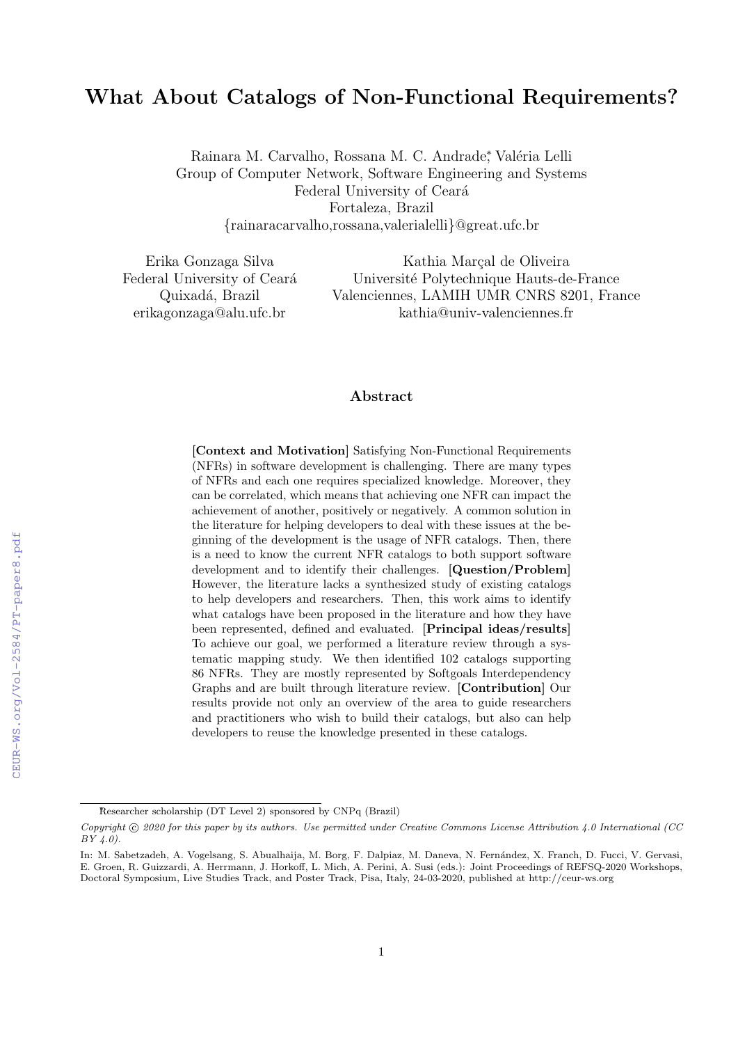# What About Catalogs of Non-Functional Requirements?

Rainara M. Carvalho, Rossana M. C. Andrade*, Valéria Lelli  
Group of Computer Network, Software Engineering and Systems  
Federal University of Ceará  
Fortaleza, Brazil  
{rainaracarvalho,rossana,valerialelli}@great.ufc.br

Erika Gonzaga Silva  
Federal University of Ceará  
Quixadá, Brazil  
erikagonzaga@alu.ufc.br

Kathia Marçal de Oliveira  
Université Polytechnique Hauts-de-France  
Valenciennes, LAMIH UMR CNRS 8201, France  
kathia@univ-valenciennes.fr

## Abstract

[**Context and Motivation**] Satisfying Non-Functional Requirements (NFRs) in software development is challenging. There are many types of NFRs and each one requires specialized knowledge. Moreover, they can be correlated, which means that achieving one NFR can impact the achievement of another, positively or negatively. A common solution in the literature for helping developers to deal with these issues at the beginning of the development is the usage of NFR catalogs. Then, there is a need to know the current NFR catalogs to both support software development and to identify their challenges. [**Question/Problem**] However, the literature lacks a synthesized study of existing catalogs to help developers and researchers. Then, this work aims to identify what catalogs have been proposed in the literature and how they have been represented, defined and evaluated. [**Principal ideas/results**] To achieve our goal, we performed a literature review through a systematic mapping study. We then identified 102 catalogs supporting 86 NFRs. They are mostly represented by Softgoals Interdependency Graphs and are built through literature review. [**Contribution**] Our results provide not only an overview of the area to guide researchers and practitioners who wish to build their catalogs, but also can help developers to reuse the knowledge presented in these catalogs.

---

*Researcher scholarship (DT Level 2) sponsored by CNPq (Brazil)

*Copyright © 2020 for this paper by its authors. Use permitted under Creative Commons License Attribution 4.0 International (CC BY 4.0).*

In: M. Sabetzadeh, A. Vogelsang, S. Abualhaija, M. Borg, F. Dalpiaz, M. Daneva, N. Fernández, X. Franch, D. Fucci, V. Gervasi, E. Groen, R. Guizzardi, A. Herrmann, J. Horkoff, L. Mich, A. Perini, A. Susi (eds.): Joint Proceedings of REFSQ-2020 Workshops, Doctoral Symposium, Live Studies Track, and Poster Track, Pisa, Italy, 24-03-2020, published at http://ceur-ws.org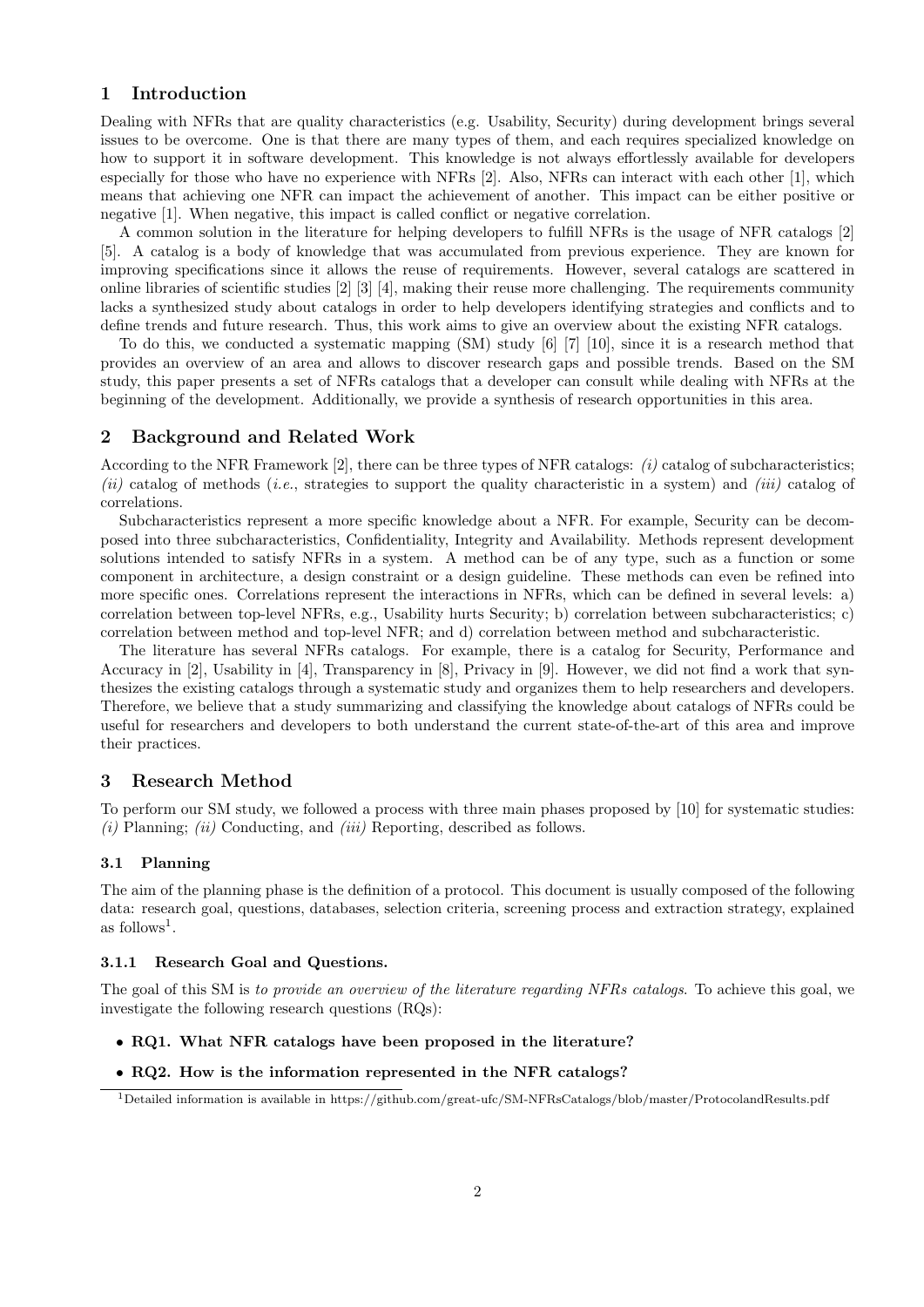## 1 Introduction

Dealing with NFRs that are quality characteristics (e.g. Usability, Security) during development brings several issues to be overcome. One is that there are many types of them, and each requires specialized knowledge on how to support it in software development. This knowledge is not always effortlessly available for developers especially for those who have no experience with NFRs [2]. Also, NFRs can interact with each other [1], which means that achieving one NFR can impact the achievement of another. This impact can be either positive or negative [1]. When negative, this impact is called conflict or negative correlation.

A common solution in the literature for helping developers to fulfill NFRs is the usage of NFR catalogs [2] [5]. A catalog is a body of knowledge that was accumulated from previous experience. They are known for improving specifications since it allows the reuse of requirements. However, several catalogs are scattered in online libraries of scientific studies [2] [3] [4], making their reuse more challenging. The requirements community lacks a synthesized study about catalogs in order to help developers identifying strategies and conflicts and to define trends and future research. Thus, this work aims to give an overview about the existing NFR catalogs.

To do this, we conducted a systematic mapping (SM) study [6] [7] [10], since it is a research method that provides an overview of an area and allows to discover research gaps and possible trends. Based on the SM study, this paper presents a set of NFRs catalogs that a developer can consult while dealing with NFRs at the beginning of the development. Additionally, we provide a synthesis of research opportunities in this area.

## 2 Background and Related Work

According to the NFR Framework [2], there can be three types of NFR catalogs: *(i)* catalog of subcharacteristics; *(ii)* catalog of methods (*i.e.*, strategies to support the quality characteristic in a system) and *(iii)* catalog of correlations.

Subcharacteristics represent a more specific knowledge about a NFR. For example, Security can be decomposed into three subcharacteristics, Confidentiality, Integrity and Availability. Methods represent development solutions intended to satisfy NFRs in a system. A method can be of any type, such as a function or some component in architecture, a design constraint or a design guideline. These methods can even be refined into more specific ones. Correlations represent the interactions in NFRs, which can be defined in several levels: a) correlation between top-level NFRs, e.g., Usability hurts Security; b) correlation between subcharacteristics; c) correlation between method and top-level NFR; and d) correlation between method and subcharacteristic.

The literature has several NFRs catalogs. For example, there is a catalog for Security, Performance and Accuracy in [2], Usability in [4], Transparency in [8], Privacy in [9]. However, we did not find a work that synthesizes the existing catalogs through a systematic study and organizes them to help researchers and developers. Therefore, we believe that a study summarizing and classifying the knowledge about catalogs of NFRs could be useful for researchers and developers to both understand the current state-of-the-art of this area and improve their practices.

## 3 Research Method

To perform our SM study, we followed a process with three main phases proposed by [10] for systematic studies: *(i)* Planning; *(ii)* Conducting, and *(iii)* Reporting, described as follows.

### 3.1 Planning

The aim of the planning phase is the definition of a protocol. This document is usually composed of the following data: research goal, questions, databases, selection criteria, screening process and extraction strategy, explained as follows[1].

#### 3.1.1 Research Goal and Questions.

The goal of this SM is *to provide an overview of the literature regarding NFRs catalogs*. To achieve this goal, we investigate the following research questions (RQs):

- **RQ1. What NFR catalogs have been proposed in the literature?**
- **RQ2. How is the information represented in the NFR catalogs?**

[1] Detailed information is available in https://github.com/great-ufc/SM-NFRsCatalogs/blob/master/ProtocolandResults.pdf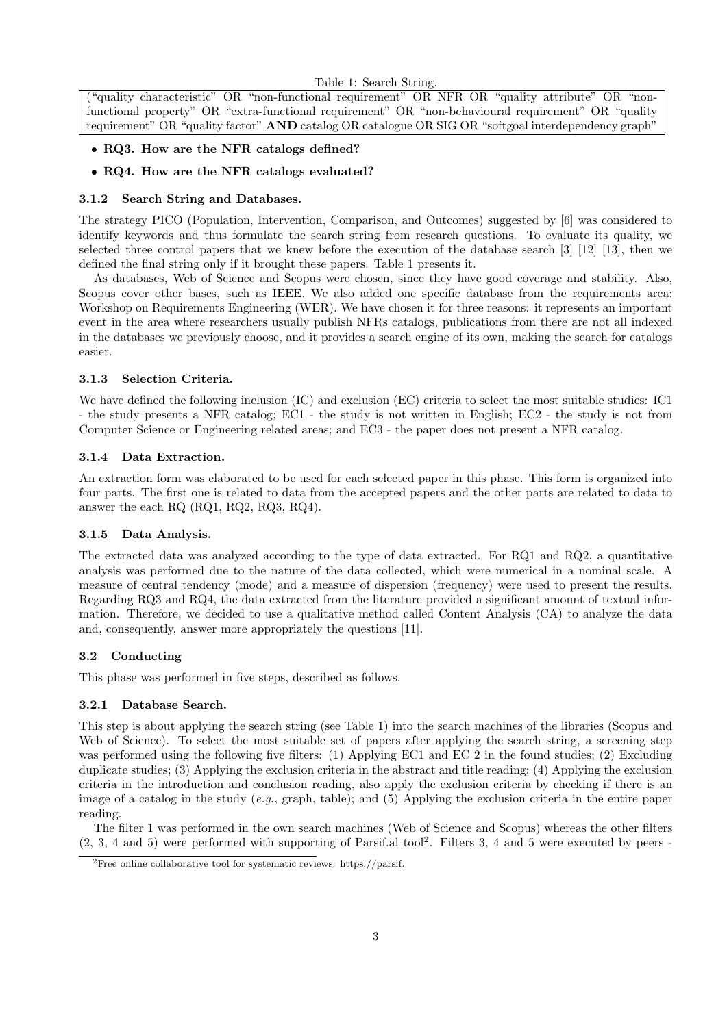Table 1: Search String.

| ("quality characteristic" OR "non-functional requirement" OR NFR OR "quality attribute" OR "non-functional property" OR "extra-functional requirement" OR "non-behavioural requirement" OR "quality requirement" OR "quality factor" **AND** catalog OR catalogue OR SIG OR "softgoal interdependency graph" |
|---|

- **RQ3. How are the NFR catalogs defined?**
- **RQ4. How are the NFR catalogs evaluated?**

#### 3.1.2 Search String and Databases.

The strategy PICO (Population, Intervention, Comparison, and Outcomes) suggested by [6] was considered to identify keywords and thus formulate the search string from research questions. To evaluate its quality, we selected three control papers that we knew before the execution of the database search [3] [12] [13], then we defined the final string only if it brought these papers. Table 1 presents it.

As databases, Web of Science and Scopus were chosen, since they have good coverage and stability. Also, Scopus cover other bases, such as IEEE. We also added one specific database from the requirements area: Workshop on Requirements Engineering (WER). We have chosen it for three reasons: it represents an important event in the area where researchers usually publish NFRs catalogs, publications from there are not all indexed in the databases we previously choose, and it provides a search engine of its own, making the search for catalogs easier.

#### 3.1.3 Selection Criteria.

We have defined the following inclusion (IC) and exclusion (EC) criteria to select the most suitable studies: IC1 - the study presents a NFR catalog; EC1 - the study is not written in English; EC2 - the study is not from Computer Science or Engineering related areas; and EC3 - the paper does not present a NFR catalog.

#### 3.1.4 Data Extraction.

An extraction form was elaborated to be used for each selected paper in this phase. This form is organized into four parts. The first one is related to data from the accepted papers and the other parts are related to data to answer the each RQ (RQ1, RQ2, RQ3, RQ4).

#### 3.1.5 Data Analysis.

The extracted data was analyzed according to the type of data extracted. For RQ1 and RQ2, a quantitative analysis was performed due to the nature of the data collected, which were numerical in a nominal scale. A measure of central tendency (mode) and a measure of dispersion (frequency) were used to present the results. Regarding RQ3 and RQ4, the data extracted from the literature provided a significant amount of textual information. Therefore, we decided to use a qualitative method called Content Analysis (CA) to analyze the data and, consequently, answer more appropriately the questions [11].

### 3.2 Conducting

This phase was performed in five steps, described as follows.

#### 3.2.1 Database Search.

This step is about applying the search string (see Table 1) into the search machines of the libraries (Scopus and Web of Science). To select the most suitable set of papers after applying the search string, a screening step was performed using the following five filters: (1) Applying EC1 and EC 2 in the found studies; (2) Excluding duplicate studies; (3) Applying the exclusion criteria in the abstract and title reading; (4) Applying the exclusion criteria in the introduction and conclusion reading, also apply the exclusion criteria by checking if there is an image of a catalog in the study (*e.g.*, graph, table); and (5) Applying the exclusion criteria in the entire paper reading.

The filter 1 was performed in the own search machines (Web of Science and Scopus) whereas the other filters (2, 3, 4 and 5) were performed with supporting of Parsif.al tool[2]. Filters 3, 4 and 5 were executed by peers -

[2]Free online collaborative tool for systematic reviews: https://parsif.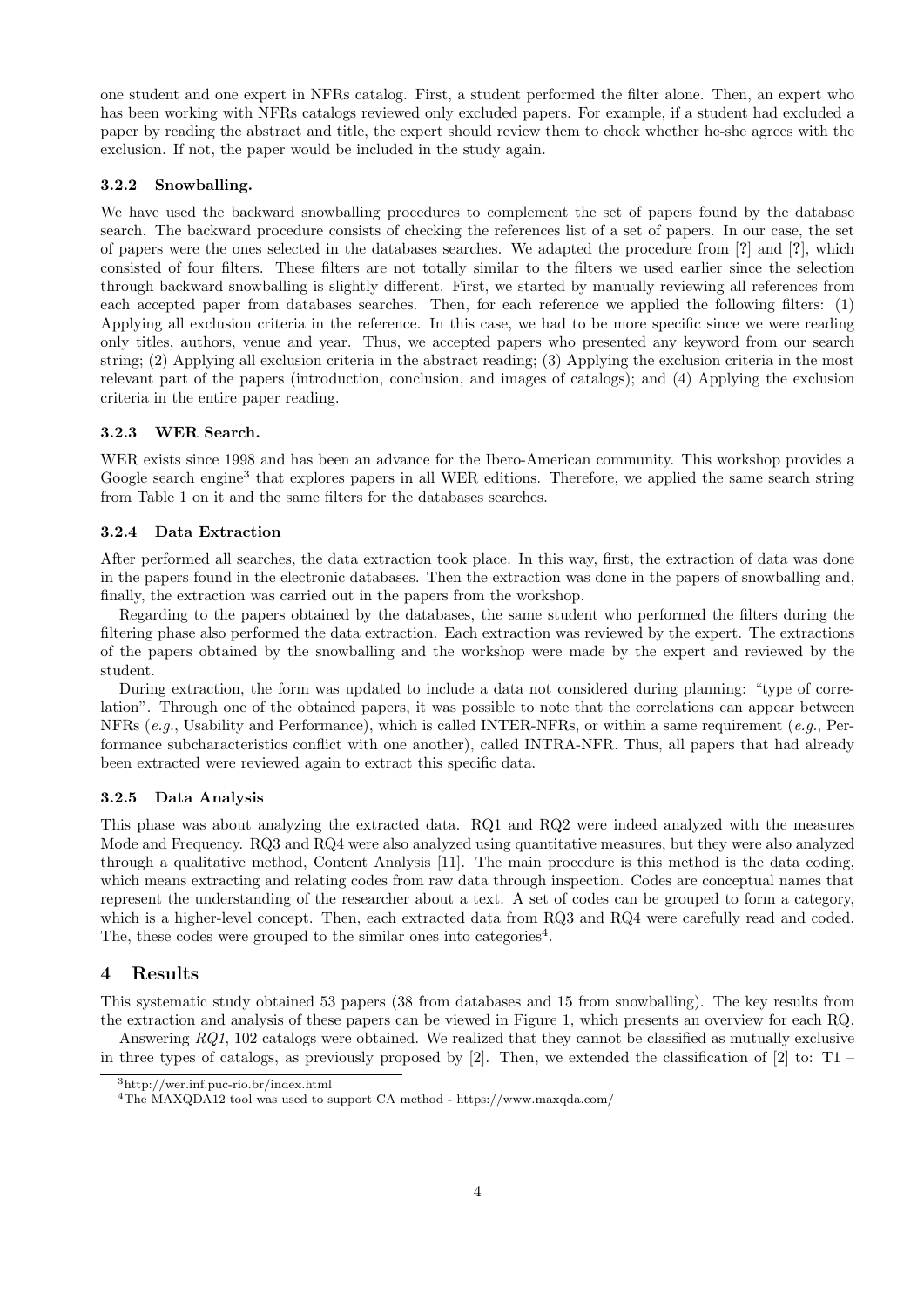one student and one expert in NFRs catalog. First, a student performed the filter alone. Then, an expert who has been working with NFRs catalogs reviewed only excluded papers. For example, if a student had excluded a paper by reading the abstract and title, the expert should review them to check whether he-she agrees with the exclusion. If not, the paper would be included in the study again.

### 3.2.2 Snowballing.

We have used the backward snowballing procedures to complement the set of papers found by the database search. The backward procedure consists of checking the references list of a set of papers. In our case, the set of papers were the ones selected in the databases searches. We adapted the procedure from [**?**] and [**?**], which consisted of four filters. These filters are not totally similar to the filters we used earlier since the selection through backward snowballing is slightly different. First, we started by manually reviewing all references from each accepted paper from databases searches. Then, for each reference we applied the following filters: (1) Applying all exclusion criteria in the reference. In this case, we had to be more specific since we were reading only titles, authors, venue and year. Thus, we accepted papers who presented any keyword from our search string; (2) Applying all exclusion criteria in the abstract reading; (3) Applying the exclusion criteria in the most relevant part of the papers (introduction, conclusion, and images of catalogs); and (4) Applying the exclusion criteria in the entire paper reading.

### 3.2.3 WER Search.

WER exists since 1998 and has been an advance for the Ibero-American community. This workshop provides a Google search engine[3] that explores papers in all WER editions. Therefore, we applied the same search string from Table 1 on it and the same filters for the databases searches.

### 3.2.4 Data Extraction

After performed all searches, the data extraction took place. In this way, first, the extraction of data was done in the papers found in the electronic databases. Then the extraction was done in the papers of snowballing and, finally, the extraction was carried out in the papers from the workshop.

Regarding to the papers obtained by the databases, the same student who performed the filters during the filtering phase also performed the data extraction. Each extraction was reviewed by the expert. The extractions of the papers obtained by the snowballing and the workshop were made by the expert and reviewed by the student.

During extraction, the form was updated to include a data not considered during planning: "type of correlation". Through one of the obtained papers, it was possible to note that the correlations can appear between NFRs (*e.g.*, Usability and Performance), which is called INTER-NFRs, or within a same requirement (*e.g.*, Performance subcharacteristics conflict with one another), called INTRA-NFR. Thus, all papers that had already been extracted were reviewed again to extract this specific data.

### 3.2.5 Data Analysis

This phase was about analyzing the extracted data. RQ1 and RQ2 were indeed analyzed with the measures Mode and Frequency. RQ3 and RQ4 were also analyzed using quantitative measures, but they were also analyzed through a qualitative method, Content Analysis [11]. The main procedure is this method is the data coding, which means extracting and relating codes from raw data through inspection. Codes are conceptual names that represent the understanding of the researcher about a text. A set of codes can be grouped to form a category, which is a higher-level concept. Then, each extracted data from RQ3 and RQ4 were carefully read and coded. The, these codes were grouped to the similar ones into categories[4].

## 4 Results

This systematic study obtained 53 papers (38 from databases and 15 from snowballing). The key results from the extraction and analysis of these papers can be viewed in Figure 1, which presents an overview for each RQ.

Answering *RQ1*, 102 catalogs were obtained. We realized that they cannot be classified as mutually exclusive in three types of catalogs, as previously proposed by [2]. Then, we extended the classification of [2] to: T1 –

[3] http://wer.inf.puc-rio.br/index.html

[4] The MAXQDA12 tool was used to support CA method - https://www.maxqda.com/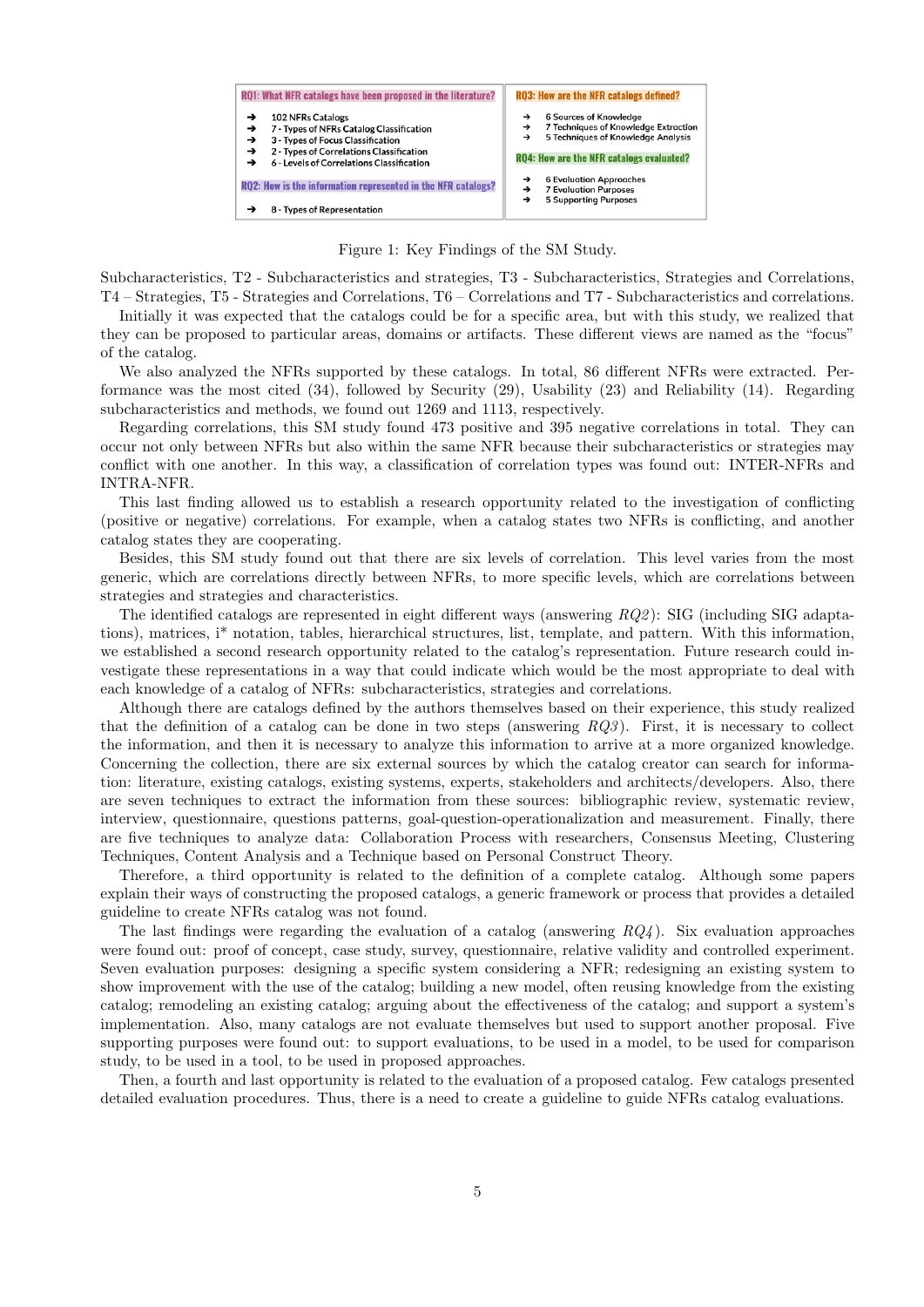| RQ1: What NFR catalogs have been proposed in the literature? | RQ3: How are the NFR catalogs defined? |
| --- | --- |
| ➔ 102 NFRs Catalogs<br>➔ 7 - Types of NFRs Catalog Classification<br>➔ 3 - Types of Focus Classification<br>➔ 2 - Types of Correlations Classification<br>➔ 6 - Levels of Correlations Classification | ➔ 6 Sources of Knowledge<br>➔ 7 Techniques of Knowledge Extraction<br>➔ 5 Techniques of Knowledge Analysis |
| **RQ2: How is the information represented in the NFR catalogs?** | **RQ4: How are the NFR catalogs evaluated?** |
| ➔ 8 - Types of Representation | ➔ 6 Evaluation Approaches<br>➔ 7 Evaluation Purposes<br>➔ 5 Supporting Purposes |

Figure 1: Key Findings of the SM Study.

Subcharacteristics, T2 - Subcharacteristics and strategies, T3 - Subcharacteristics, Strategies and Correlations, T4 – Strategies, T5 - Strategies and Correlations, T6 – Correlations and T7 - Subcharacteristics and correlations.

Initially it was expected that the catalogs could be for a specific area, but with this study, we realized that they can be proposed to particular areas, domains or artifacts. These different views are named as the "focus" of the catalog.

We also analyzed the NFRs supported by these catalogs. In total, 86 different NFRs were extracted. Performance was the most cited (34), followed by Security (29), Usability (23) and Reliability (14). Regarding subcharacteristics and methods, we found out 1269 and 1113, respectively.

Regarding correlations, this SM study found 473 positive and 395 negative correlations in total. They can occur not only between NFRs but also within the same NFR because their subcharacteristics or strategies may conflict with one another. In this way, a classification of correlation types was found out: INTER-NFRs and INTRA-NFR.

This last finding allowed us to establish a research opportunity related to the investigation of conflicting (positive or negative) correlations. For example, when a catalog states two NFRs is conflicting, and another catalog states they are cooperating.

Besides, this SM study found out that there are six levels of correlation. This level varies from the most generic, which are correlations directly between NFRs, to more specific levels, which are correlations between strategies and strategies and characteristics.

The identified catalogs are represented in eight different ways (answering *RQ2*): SIG (including SIG adaptations), matrices, i* notation, tables, hierarchical structures, list, template, and pattern. With this information, we established a second research opportunity related to the catalog's representation. Future research could investigate these representations in a way that could indicate which would be the most appropriate to deal with each knowledge of a catalog of NFRs: subcharacteristics, strategies and correlations.

Although there are catalogs defined by the authors themselves based on their experience, this study realized that the definition of a catalog can be done in two steps (answering *RQ3*). First, it is necessary to collect the information, and then it is necessary to analyze this information to arrive at a more organized knowledge. Concerning the collection, there are six external sources by which the catalog creator can search for information: literature, existing catalogs, existing systems, experts, stakeholders and architects/developers. Also, there are seven techniques to extract the information from these sources: bibliographic review, systematic review, interview, questionnaire, questions patterns, goal-question-operationalization and measurement. Finally, there are five techniques to analyze data: Collaboration Process with researchers, Consensus Meeting, Clustering Techniques, Content Analysis and a Technique based on Personal Construct Theory.

Therefore, a third opportunity is related to the definition of a complete catalog. Although some papers explain their ways of constructing the proposed catalogs, a generic framework or process that provides a detailed guideline to create NFRs catalog was not found.

The last findings were regarding the evaluation of a catalog (answering *RQ4*). Six evaluation approaches were found out: proof of concept, case study, survey, questionnaire, relative validity and controlled experiment. Seven evaluation purposes: designing a specific system considering a NFR; redesigning an existing system to show improvement with the use of the catalog; building a new model, often reusing knowledge from the existing catalog; remodeling an existing catalog; arguing about the effectiveness of the catalog; and support a system's implementation. Also, many catalogs are not evaluate themselves but used to support another proposal. Five supporting purposes were found out: to support evaluations, to be used in a model, to be used for comparison study, to be used in a tool, to be used in proposed approaches.

Then, a fourth and last opportunity is related to the evaluation of a proposed catalog. Few catalogs presented detailed evaluation procedures. Thus, there is a need to create a guideline to guide NFRs catalog evaluations.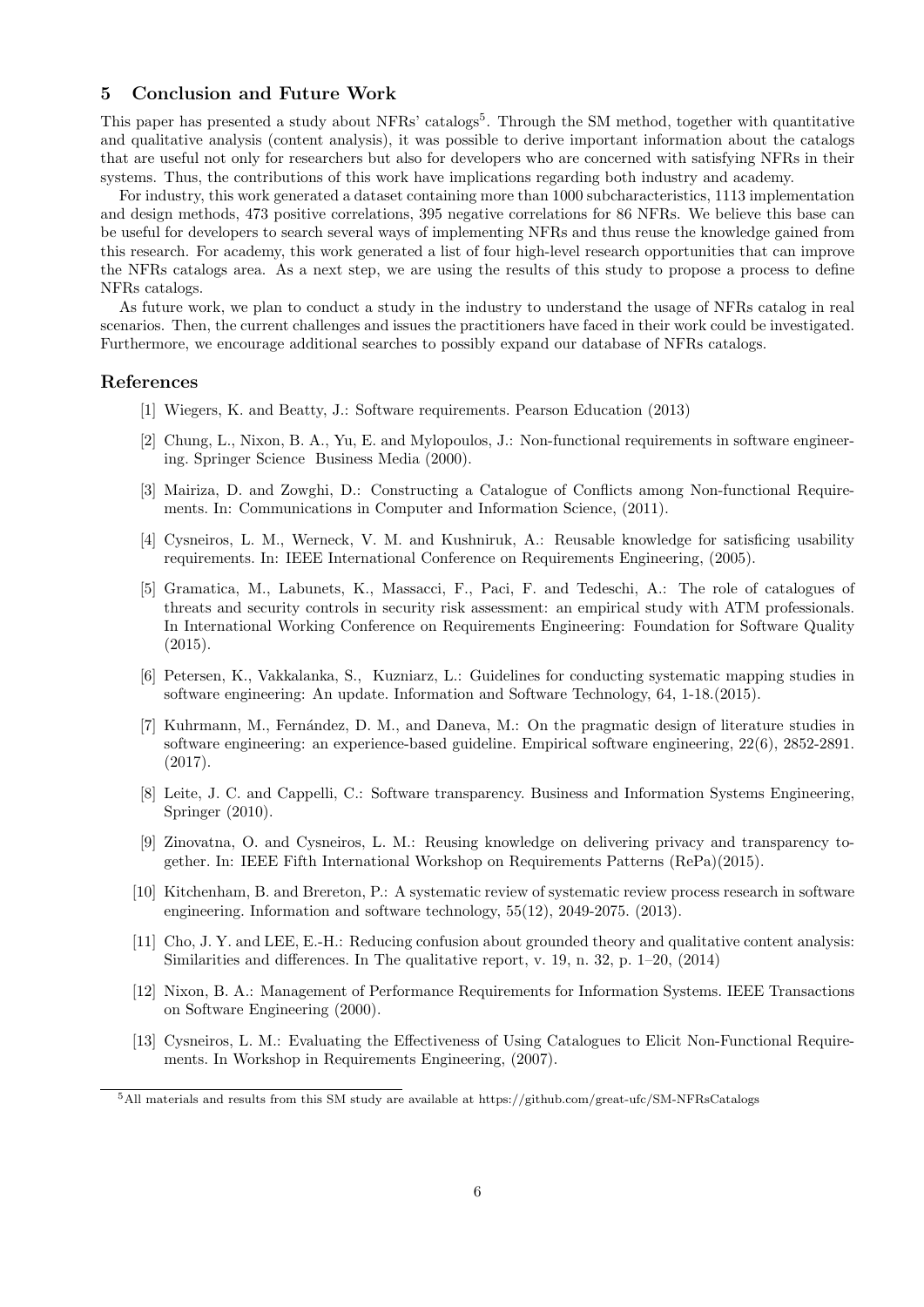## 5 Conclusion and Future Work

This paper has presented a study about NFRs' catalogs[5]. Through the SM method, together with quantitative and qualitative analysis (content analysis), it was possible to derive important information about the catalogs that are useful not only for researchers but also for developers who are concerned with satisfying NFRs in their systems. Thus, the contributions of this work have implications regarding both industry and academy.

For industry, this work generated a dataset containing more than 1000 subcharacteristics, 1113 implementation and design methods, 473 positive correlations, 395 negative correlations for 86 NFRs. We believe this base can be useful for developers to search several ways of implementing NFRs and thus reuse the knowledge gained from this research. For academy, this work generated a list of four high-level research opportunities that can improve the NFRs catalogs area. As a next step, we are using the results of this study to propose a process to define NFRs catalogs.

As future work, we plan to conduct a study in the industry to understand the usage of NFRs catalog in real scenarios. Then, the current challenges and issues the practitioners have faced in their work could be investigated. Furthermore, we encourage additional searches to possibly expand our database of NFRs catalogs.

## References

[1] Wiegers, K. and Beatty, J.: Software requirements. Pearson Education (2013)

[2] Chung, L., Nixon, B. A., Yu, E. and Mylopoulos, J.: Non-functional requirements in software engineering. Springer Science Business Media (2000).

[3] Mairiza, D. and Zowghi, D.: Constructing a Catalogue of Conflicts among Non-functional Requirements. In: Communications in Computer and Information Science, (2011).

[4] Cysneiros, L. M., Werneck, V. M. and Kushniruk, A.: Reusable knowledge for satisficing usability requirements. In: IEEE International Conference on Requirements Engineering, (2005).

[5] Gramatica, M., Labunets, K., Massacci, F., Paci, F. and Tedeschi, A.: The role of catalogues of threats and security controls in security risk assessment: an empirical study with ATM professionals. In International Working Conference on Requirements Engineering: Foundation for Software Quality (2015).

[6] Petersen, K., Vakkalanka, S., Kuzniarz, L.: Guidelines for conducting systematic mapping studies in software engineering: An update. Information and Software Technology, 64, 1-18.(2015).

[7] Kuhrmann, M., Fernández, D. M., and Daneva, M.: On the pragmatic design of literature studies in software engineering: an experience-based guideline. Empirical software engineering, 22(6), 2852-2891. (2017).

[8] Leite, J. C. and Cappelli, C.: Software transparency. Business and Information Systems Engineering, Springer (2010).

[9] Zinovatna, O. and Cysneiros, L. M.: Reusing knowledge on delivering privacy and transparency together. In: IEEE Fifth International Workshop on Requirements Patterns (RePa)(2015).

[10] Kitchenham, B. and Brereton, P.: A systematic review of systematic review process research in software engineering. Information and software technology, 55(12), 2049-2075. (2013).

[11] Cho, J. Y. and LEE, E.-H.: Reducing confusion about grounded theory and qualitative content analysis: Similarities and differences. In The qualitative report, v. 19, n. 32, p. 1–20, (2014)

[12] Nixon, B. A.: Management of Performance Requirements for Information Systems. IEEE Transactions on Software Engineering (2000).

[13] Cysneiros, L. M.: Evaluating the Effectiveness of Using Catalogues to Elicit Non-Functional Requirements. In Workshop in Requirements Engineering, (2007).

[5] All materials and results from this SM study are available at https://github.com/great-ufc/SM-NFRsCatalogs